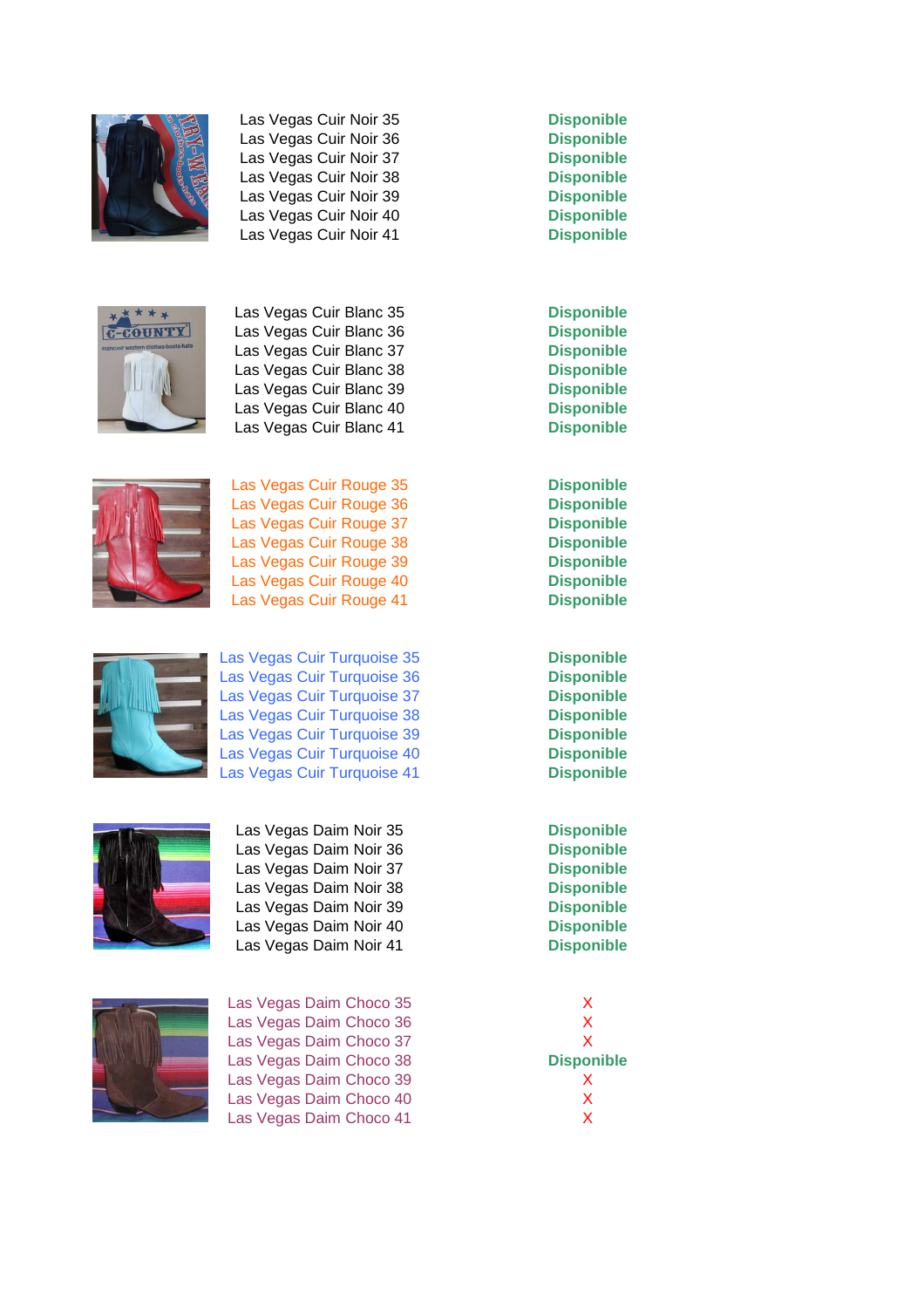| Article | Disponibilité |
| --- | --- |
| Las Vegas Cuir Noir 35 | Disponible |
| Las Vegas Cuir Noir 36 | Disponible |
| Las Vegas Cuir Noir 37 | Disponible |
| Las Vegas Cuir Noir 38 | Disponible |
| Las Vegas Cuir Noir 39 | Disponible |
| Las Vegas Cuir Noir 40 | Disponible |
| Las Vegas Cuir Noir 41 | Disponible |
| Las Vegas Cuir Blanc 35 | Disponible |
| Las Vegas Cuir Blanc 36 | Disponible |
| Las Vegas Cuir Blanc 37 | Disponible |
| Las Vegas Cuir Blanc 38 | Disponible |
| Las Vegas Cuir Blanc 39 | Disponible |
| Las Vegas Cuir Blanc 40 | Disponible |
| Las Vegas Cuir Blanc 41 | Disponible |
| Las Vegas Cuir Rouge 35 | Disponible |
| Las Vegas Cuir Rouge 36 | Disponible |
| Las Vegas Cuir Rouge 37 | Disponible |
| Las Vegas Cuir Rouge 38 | Disponible |
| Las Vegas Cuir Rouge 39 | Disponible |
| Las Vegas Cuir Rouge 40 | Disponible |
| Las Vegas Cuir Rouge 41 | Disponible |
| Las Vegas Cuir Turquoise 35 | Disponible |
| Las Vegas Cuir Turquoise 36 | Disponible |
| Las Vegas Cuir Turquoise 37 | Disponible |
| Las Vegas Cuir Turquoise 38 | Disponible |
| Las Vegas Cuir Turquoise 39 | Disponible |
| Las Vegas Cuir Turquoise 40 | Disponible |
| Las Vegas Cuir Turquoise 41 | Disponible |
| Las Vegas Daim Noir 35 | Disponible |
| Las Vegas Daim Noir 36 | Disponible |
| Las Vegas Daim Noir 37 | Disponible |
| Las Vegas Daim Noir 38 | Disponible |
| Las Vegas Daim Noir 39 | Disponible |
| Las Vegas Daim Noir 40 | Disponible |
| Las Vegas Daim Noir 41 | Disponible |
| Las Vegas Daim Choco 35 | X |
| Las Vegas Daim Choco 36 | X |
| Las Vegas Daim Choco 37 | X |
| Las Vegas Daim Choco 38 | Disponible |
| Las Vegas Daim Choco 39 | X |
| Las Vegas Daim Choco 40 | X |
| Las Vegas Daim Choco 41 | X |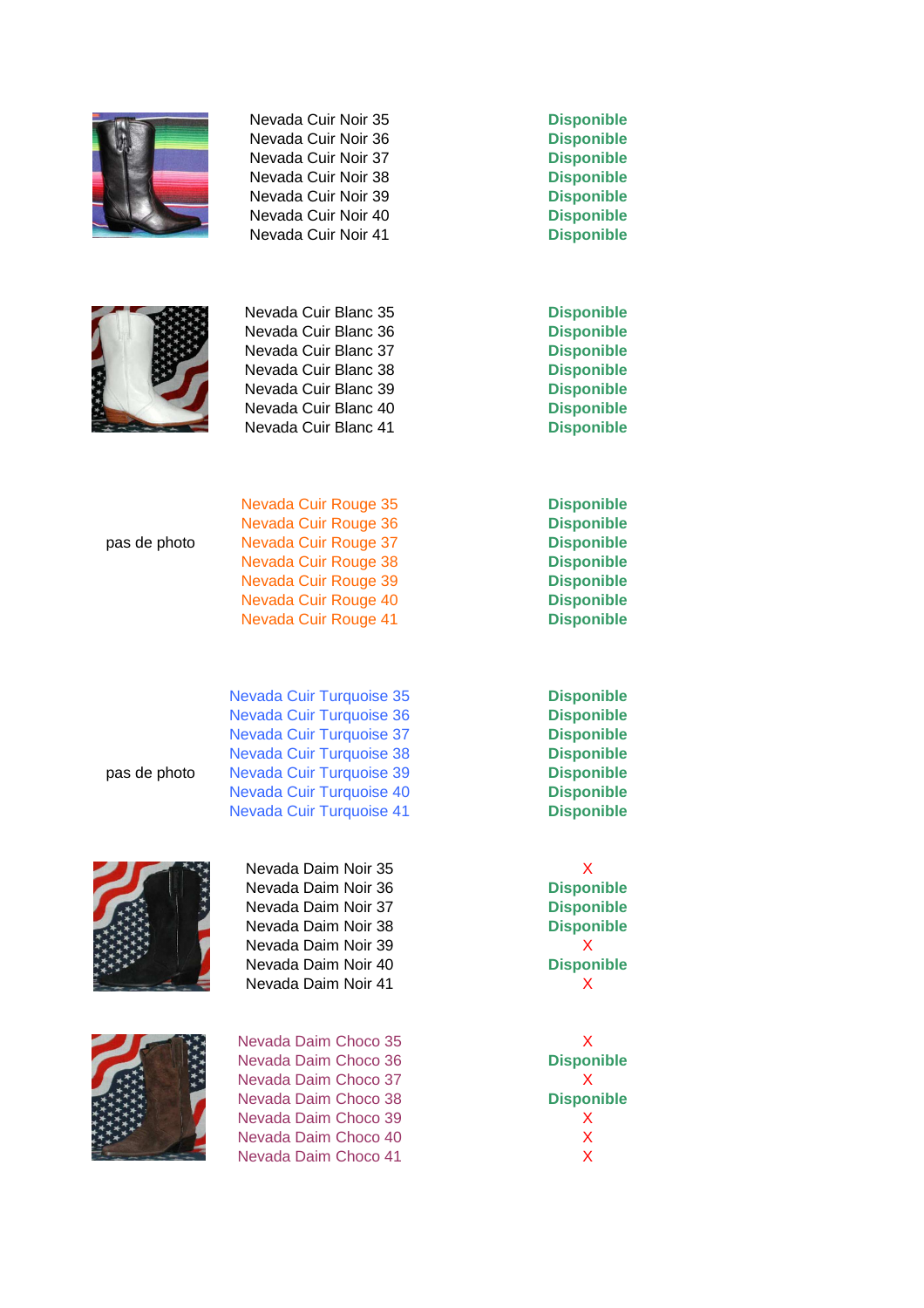| Nevada Cuir Noir 35 | Disponible |
|---|---|
| Nevada Cuir Noir 36 | Disponible |
| Nevada Cuir Noir 37 | Disponible |
| Nevada Cuir Noir 38 | Disponible |
| Nevada Cuir Noir 39 | Disponible |
| Nevada Cuir Noir 40 | Disponible |
| Nevada Cuir Noir 41 | Disponible |

| Nevada Cuir Blanc 35 | Disponible |
|---|---|
| Nevada Cuir Blanc 36 | Disponible |
| Nevada Cuir Blanc 37 | Disponible |
| Nevada Cuir Blanc 38 | Disponible |
| Nevada Cuir Blanc 39 | Disponible |
| Nevada Cuir Blanc 40 | Disponible |
| Nevada Cuir Blanc 41 | Disponible |

pas de photo

| Nevada Cuir Rouge 35 | Disponible |
|---|---|
| Nevada Cuir Rouge 36 | Disponible |
| Nevada Cuir Rouge 37 | Disponible |
| Nevada Cuir Rouge 38 | Disponible |
| Nevada Cuir Rouge 39 | Disponible |
| Nevada Cuir Rouge 40 | Disponible |
| Nevada Cuir Rouge 41 | Disponible |

pas de photo

| Nevada Cuir Turquoise 35 | Disponible |
|---|---|
| Nevada Cuir Turquoise 36 | Disponible |
| Nevada Cuir Turquoise 37 | Disponible |
| Nevada Cuir Turquoise 38 | Disponible |
| Nevada Cuir Turquoise 39 | Disponible |
| Nevada Cuir Turquoise 40 | Disponible |
| Nevada Cuir Turquoise 41 | Disponible |

| Nevada Daim Noir 35 | X |
|---|---|
| Nevada Daim Noir 36 | Disponible |
| Nevada Daim Noir 37 | Disponible |
| Nevada Daim Noir 38 | Disponible |
| Nevada Daim Noir 39 | X |
| Nevada Daim Noir 40 | Disponible |
| Nevada Daim Noir 41 | X |

| Nevada Daim Choco 35 | X |
|---|---|
| Nevada Daim Choco 36 | Disponible |
| Nevada Daim Choco 37 | X |
| Nevada Daim Choco 38 | Disponible |
| Nevada Daim Choco 39 | X |
| Nevada Daim Choco 40 | X |
| Nevada Daim Choco 41 | X |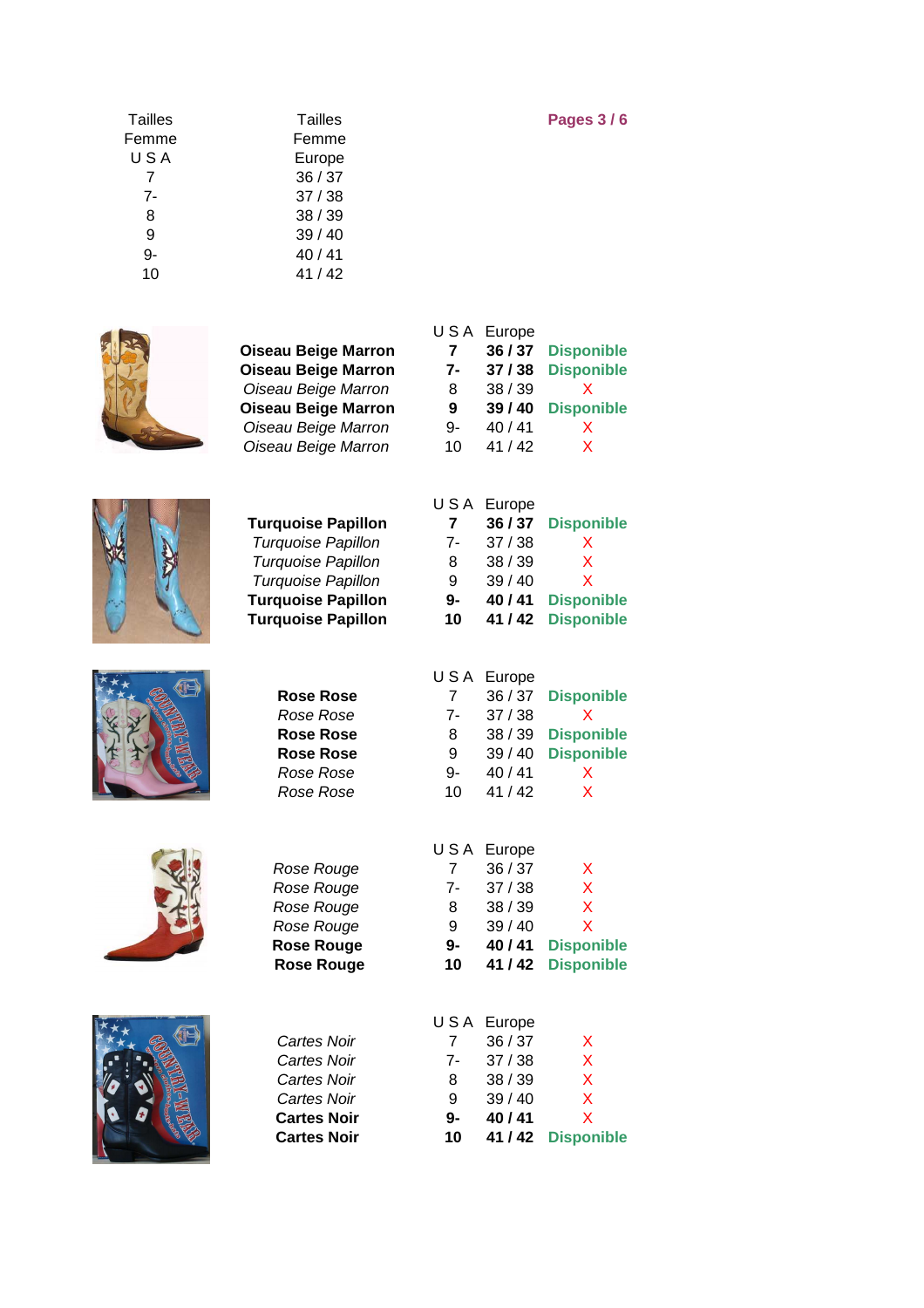| Tailles Femme USA | Tailles Femme Europe |
|---|---|
| 7 | 36 / 37 |
| 7- | 37 / 38 |
| 8 | 38 / 39 |
| 9 | 39 / 40 |
| 9- | 40 / 41 |
| 10 | 41 / 42 |

| | U S A | Europe | |
|---|---|---|---|
| **Oiseau Beige Marron** | **7** | **36 / 37** | **Disponible** |
| **Oiseau Beige Marron** | **7-** | **37 / 38** | **Disponible** |
| *Oiseau Beige Marron* | 8 | 38 / 39 | X |
| **Oiseau Beige Marron** | **9** | **39 / 40** | **Disponible** |
| *Oiseau Beige Marron* | 9- | 40 / 41 | X |
| *Oiseau Beige Marron* | 10 | 41 / 42 | X |

| | U S A | Europe | |
|---|---|---|---|
| **Turquoise Papillon** | **7** | **36 / 37** | **Disponible** |
| *Turquoise Papillon* | 7- | 37 / 38 | X |
| *Turquoise Papillon* | 8 | 38 / 39 | X |
| *Turquoise Papillon* | 9 | 39 / 40 | X |
| **Turquoise Papillon** | **9-** | **40 / 41** | **Disponible** |
| **Turquoise Papillon** | **10** | **41 / 42** | **Disponible** |

| | U S A | Europe | |
|---|---|---|---|
| **Rose Rose** | 7 | 36 / 37 | **Disponible** |
| *Rose Rose* | 7- | 37 / 38 | X |
| **Rose Rose** | 8 | 38 / 39 | **Disponible** |
| **Rose Rose** | 9 | 39 / 40 | **Disponible** |
| *Rose Rose* | 9- | 40 / 41 | X |
| *Rose Rose* | 10 | 41 / 42 | X |

| | U S A | Europe | |
|---|---|---|---|
| *Rose Rouge* | 7 | 36 / 37 | X |
| *Rose Rouge* | 7- | 37 / 38 | X |
| *Rose Rouge* | 8 | 38 / 39 | X |
| *Rose Rouge* | 9 | 39 / 40 | X |
| **Rose Rouge** | **9-** | **40 / 41** | **Disponible** |
| **Rose Rouge** | **10** | **41 / 42** | **Disponible** |

| | U S A | Europe | |
|---|---|---|---|
| *Cartes Noir* | 7 | 36 / 37 | X |
| *Cartes Noir* | 7- | 37 / 38 | X |
| *Cartes Noir* | 8 | 38 / 39 | X |
| *Cartes Noir* | 9 | 39 / 40 | X |
| **Cartes Noir** | **9-** | **40 / 41** | X |
| **Cartes Noir** | **10** | **41 / 42** | **Disponible** |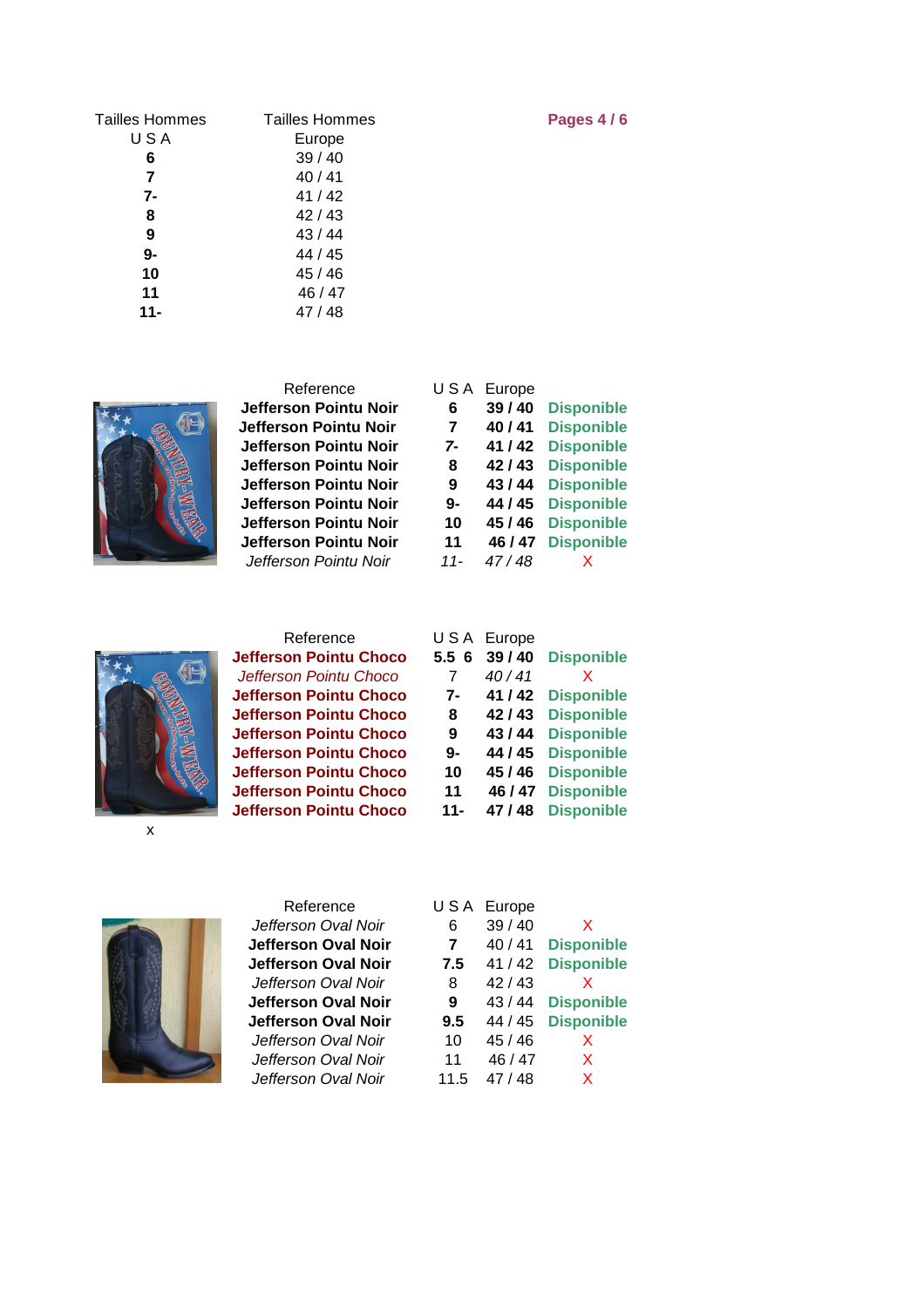| Tailles Hommes USA | Tailles Hommes Europe |
|---|---|
| **6** | 39 / 40 |
| **7** | 40 / 41 |
| **7-** | 41 / 42 |
| **8** | 42 / 43 |
| **9** | 43 / 44 |
| **9-** | 44 / 45 |
| **10** | 45 / 46 |
| **11** | 46 / 47 |
| **11-** | 47 / 48 |

| Reference | U S A | Europe | |
|---|---|---|---|
| **Jefferson Pointu Noir** | **6** | **39 / 40** | **Disponible** |
| **Jefferson Pointu Noir** | **7** | **40 / 41** | **Disponible** |
| **Jefferson Pointu Noir** | **7-** | **41 / 42** | **Disponible** |
| **Jefferson Pointu Noir** | **8** | **42 / 43** | **Disponible** |
| **Jefferson Pointu Noir** | **9** | **43 / 44** | **Disponible** |
| **Jefferson Pointu Noir** | **9-** | **44 / 45** | **Disponible** |
| **Jefferson Pointu Noir** | **10** | **45 / 46** | **Disponible** |
| **Jefferson Pointu Noir** | **11** | **46 / 47** | **Disponible** |
| *Jefferson Pointu Noir* | *11-* | *47 / 48* | X |

| Reference | U S A | Europe | |
|---|---|---|---|
| **Jefferson Pointu Choco** | **5.5 6** | **39 / 40** | **Disponible** |
| *Jefferson Pointu Choco* | 7 | *40 / 41* | X |
| **Jefferson Pointu Choco** | **7-** | **41 / 42** | **Disponible** |
| **Jefferson Pointu Choco** | **8** | **42 / 43** | **Disponible** |
| **Jefferson Pointu Choco** | **9** | **43 / 44** | **Disponible** |
| **Jefferson Pointu Choco** | **9-** | **44 / 45** | **Disponible** |
| **Jefferson Pointu Choco** | **10** | **45 / 46** | **Disponible** |
| **Jefferson Pointu Choco** | **11** | **46 / 47** | **Disponible** |
| **Jefferson Pointu Choco** | **11-** | **47 / 48** | **Disponible** |

x

| Reference | U S A | Europe | |
|---|---|---|---|
| *Jefferson Oval Noir* | 6 | 39 / 40 | X |
| **Jefferson Oval Noir** | **7** | 40 / 41 | **Disponible** |
| **Jefferson Oval Noir** | **7.5** | 41 / 42 | **Disponible** |
| *Jefferson Oval Noir* | 8 | 42 / 43 | X |
| **Jefferson Oval Noir** | **9** | 43 / 44 | **Disponible** |
| **Jefferson Oval Noir** | **9.5** | 44 / 45 | **Disponible** |
| *Jefferson Oval Noir* | 10 | 45 / 46 | X |
| *Jefferson Oval Noir* | 11 | 46 / 47 | X |
| *Jefferson Oval Noir* | 11.5 | 47 / 48 | X |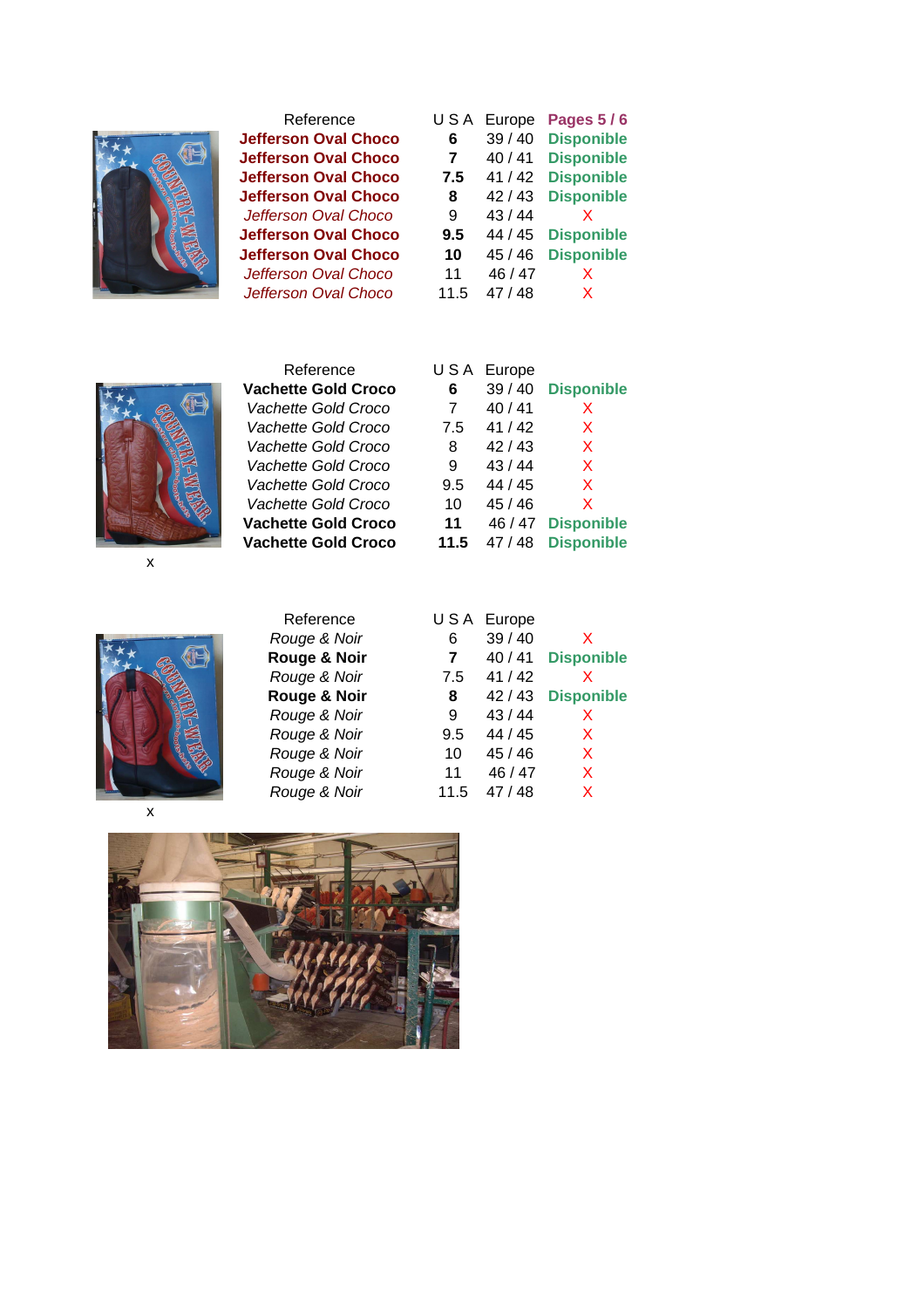| Reference | U S A | Europe | Pages 5 / 6 |
|---|---|---|---|
| **Jefferson Oval Choco** | **6** | 39 / 40 | **Disponible** |
| **Jefferson Oval Choco** | **7** | 40 / 41 | **Disponible** |
| **Jefferson Oval Choco** | **7.5** | 41 / 42 | **Disponible** |
| **Jefferson Oval Choco** | **8** | 42 / 43 | **Disponible** |
| *Jefferson Oval Choco* | 9 | 43 / 44 | X |
| **Jefferson Oval Choco** | **9.5** | 44 / 45 | **Disponible** |
| **Jefferson Oval Choco** | **10** | 45 / 46 | **Disponible** |
| *Jefferson Oval Choco* | 11 | 46 / 47 | X |
| *Jefferson Oval Choco* | 11.5 | 47 / 48 | X |

| Reference | U S A | Europe | |
|---|---|---|---|
| **Vachette Gold Croco** | **6** | 39 / 40 | **Disponible** |
| *Vachette Gold Croco* | 7 | 40 / 41 | X |
| *Vachette Gold Croco* | 7.5 | 41 / 42 | X |
| *Vachette Gold Croco* | 8 | 42 / 43 | X |
| *Vachette Gold Croco* | 9 | 43 / 44 | X |
| *Vachette Gold Croco* | 9.5 | 44 / 45 | X |
| *Vachette Gold Croco* | 10 | 45 / 46 | X |
| **Vachette Gold Croco** | **11** | 46 / 47 | **Disponible** |
| **Vachette Gold Croco** | **11.5** | 47 / 48 | **Disponible** |

x

| Reference | U S A | Europe | |
|---|---|---|---|
| *Rouge & Noir* | 6 | 39 / 40 | X |
| **Rouge & Noir** | **7** | 40 / 41 | **Disponible** |
| *Rouge & Noir* | 7.5 | 41 / 42 | X |
| **Rouge & Noir** | **8** | 42 / 43 | **Disponible** |
| *Rouge & Noir* | 9 | 43 / 44 | X |
| *Rouge & Noir* | 9.5 | 44 / 45 | X |
| *Rouge & Noir* | 10 | 45 / 46 | X |
| *Rouge & Noir* | 11 | 46 / 47 | X |
| *Rouge & Noir* | 11.5 | 47 / 48 | X |

x